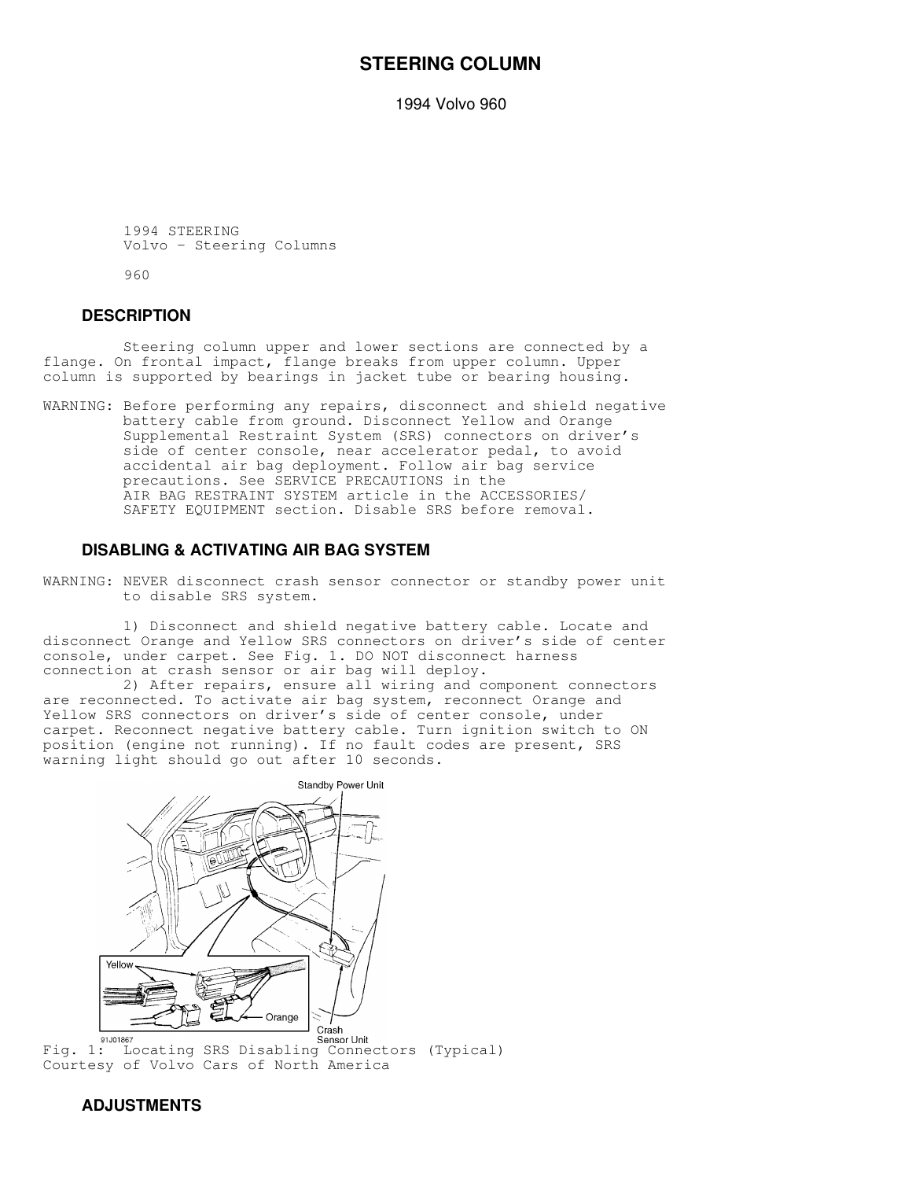# STEERING COLUMN

1994 Volvo 960

1994 STEERING
Volvo - Steering Columns

960

## DESCRIPTION

Steering column upper and lower sections are connected by a flange. On frontal impact, flange breaks from upper column. Upper column is supported by bearings in jacket tube or bearing housing.

WARNING: Before performing any repairs, disconnect and shield negative battery cable from ground. Disconnect Yellow and Orange Supplemental Restraint System (SRS) connectors on driver's side of center console, near accelerator pedal, to avoid accidental air bag deployment. Follow air bag service precautions. See SERVICE PRECAUTIONS in the AIR BAG RESTRAINT SYSTEM article in the ACCESSORIES/ SAFETY EQUIPMENT section. Disable SRS before removal.

## DISABLING & ACTIVATING AIR BAG SYSTEM

WARNING: NEVER disconnect crash sensor connector or standby power unit to disable SRS system.

1) Disconnect and shield negative battery cable. Locate and disconnect Orange and Yellow SRS connectors on driver's side of center console, under carpet. See Fig. 1. DO NOT disconnect harness connection at crash sensor or air bag will deploy.

2) After repairs, ensure all wiring and component connectors are reconnected. To activate air bag system, reconnect Orange and Yellow SRS connectors on driver's side of center console, under carpet. Reconnect negative battery cable. Turn ignition switch to ON position (engine not running). If no fault codes are present, SRS warning light should go out after 10 seconds.

Fig. 1: Locating SRS Disabling Connectors (Typical)
Courtesy of Volvo Cars of North America

## ADJUSTMENTS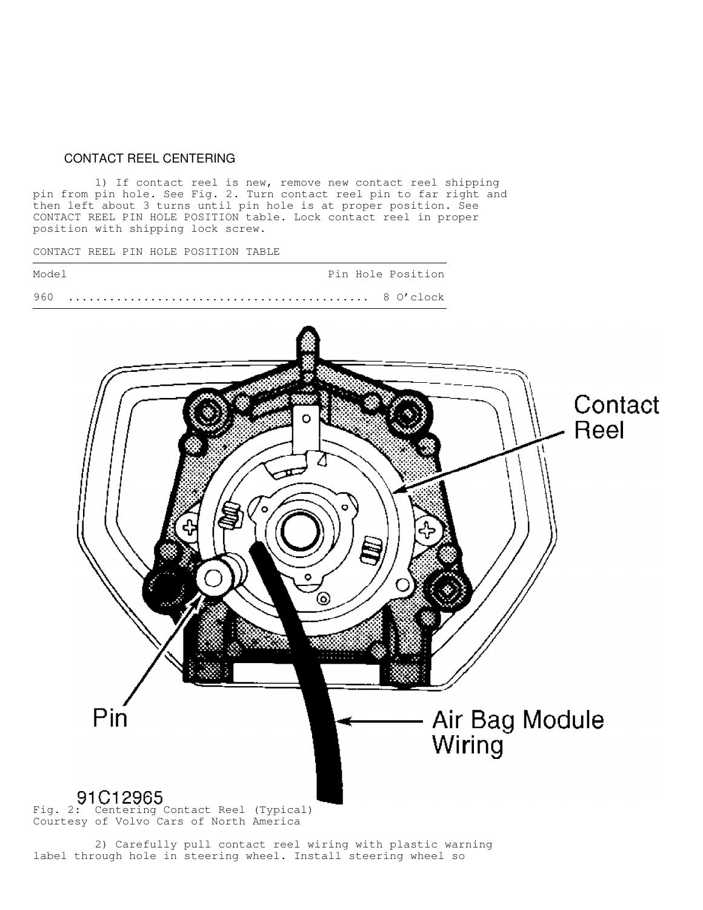## CONTACT REEL CENTERING

1) If contact reel is new, remove new contact reel shipping pin from pin hole. See Fig. 2. Turn contact reel pin to far right and then left about 3 turns until pin hole is at proper position. See CONTACT REEL PIN HOLE POSITION table. Lock contact reel in proper position with shipping lock screw.

CONTACT REEL PIN HOLE POSITION TABLE

| Model | Pin Hole Position |
|---|---|
| 960 | 8 O'clock |

Fig. 2: Centering Contact Reel (Typical)
Courtesy of Volvo Cars of North America

2) Carefully pull contact reel wiring with plastic warning label through hole in steering wheel. Install steering wheel so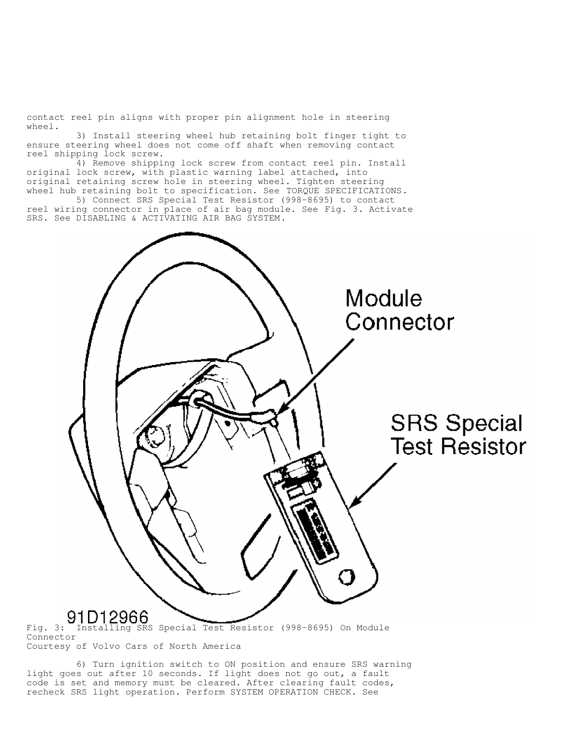contact reel pin aligns with proper pin alignment hole in steering wheel.

3) Install steering wheel hub retaining bolt finger tight to ensure steering wheel does not come off shaft when removing contact reel shipping lock screw.

4) Remove shipping lock screw from contact reel pin. Install original lock screw, with plastic warning label attached, into original retaining screw hole in steering wheel. Tighten steering wheel hub retaining bolt to specification. See TORQUE SPECIFICATIONS.

5) Connect SRS Special Test Resistor (998-8695) to contact reel wiring connector in place of air bag module. See Fig. 3. Activate SRS. See DISABLING & ACTIVATING AIR BAG SYSTEM.

Fig. 3: Installing SRS Special Test Resistor (998-8695) On Module Connector
Courtesy of Volvo Cars of North America

6) Turn ignition switch to ON position and ensure SRS warning light goes out after 10 seconds. If light does not go out, a fault code is set and memory must be cleared. After clearing fault codes, recheck SRS light operation. Perform SYSTEM OPERATION CHECK. See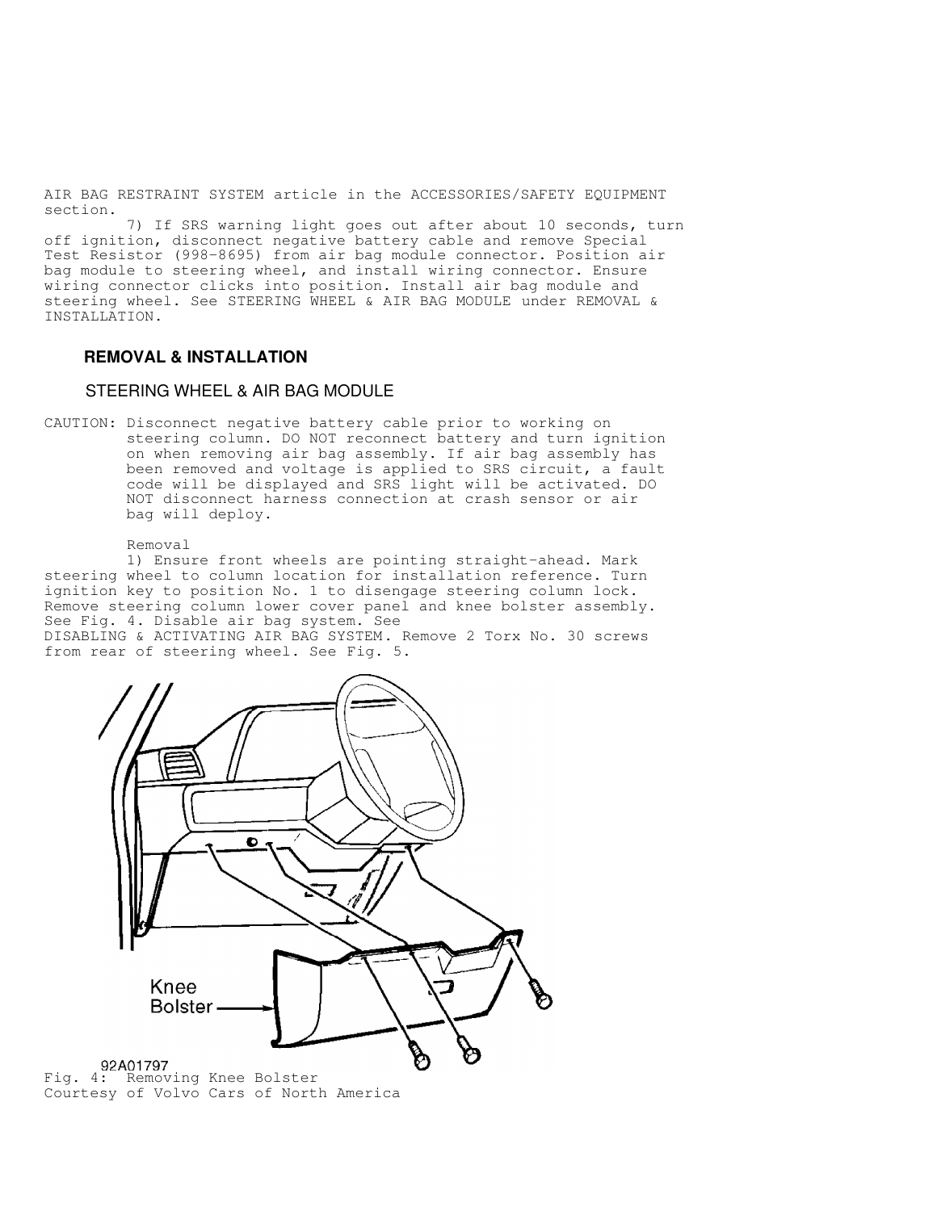AIR BAG RESTRAINT SYSTEM article in the ACCESSORIES/SAFETY EQUIPMENT section.

7) If SRS warning light goes out after about 10 seconds, turn off ignition, disconnect negative battery cable and remove Special Test Resistor (998-8695) from air bag module connector. Position air bag module to steering wheel, and install wiring connector. Ensure wiring connector clicks into position. Install air bag module and steering wheel. See STEERING WHEEL & AIR BAG MODULE under REMOVAL & INSTALLATION.

## REMOVAL & INSTALLATION

### STEERING WHEEL & AIR BAG MODULE

CAUTION: Disconnect negative battery cable prior to working on steering column. DO NOT reconnect battery and turn ignition on when removing air bag assembly. If air bag assembly has been removed and voltage is applied to SRS circuit, a fault code will be displayed and SRS light will be activated. DO NOT disconnect harness connection at crash sensor or air bag will deploy.

Removal

1) Ensure front wheels are pointing straight-ahead. Mark steering wheel to column location for installation reference. Turn ignition key to position No. 1 to disengage steering column lock. Remove steering column lower cover panel and knee bolster assembly. See Fig. 4. Disable air bag system. See DISABLING & ACTIVATING AIR BAG SYSTEM. Remove 2 Torx No. 30 screws from rear of steering wheel. See Fig. 5.

Fig. 4: Removing Knee Bolster
Courtesy of Volvo Cars of North America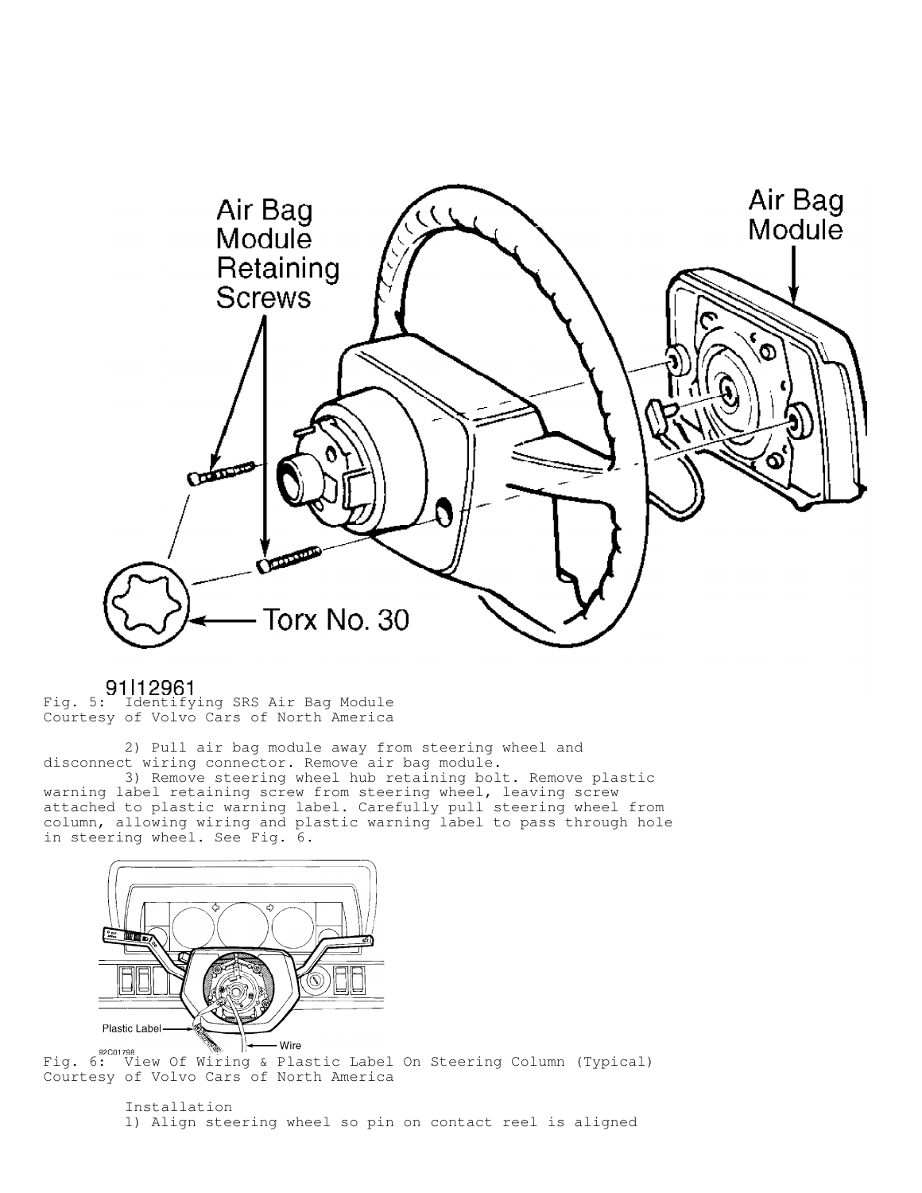Fig. 5: Identifying SRS Air Bag Module
Courtesy of Volvo Cars of North America

2) Pull air bag module away from steering wheel and disconnect wiring connector. Remove air bag module.

3) Remove steering wheel hub retaining bolt. Remove plastic warning label retaining screw from steering wheel, leaving screw attached to plastic warning label. Carefully pull steering wheel from column, allowing wiring and plastic warning label to pass through hole in steering wheel. See Fig. 6.

Fig. 6: View Of Wiring & Plastic Label On Steering Column (Typical)
Courtesy of Volvo Cars of North America

Installation

1) Align steering wheel so pin on contact reel is aligned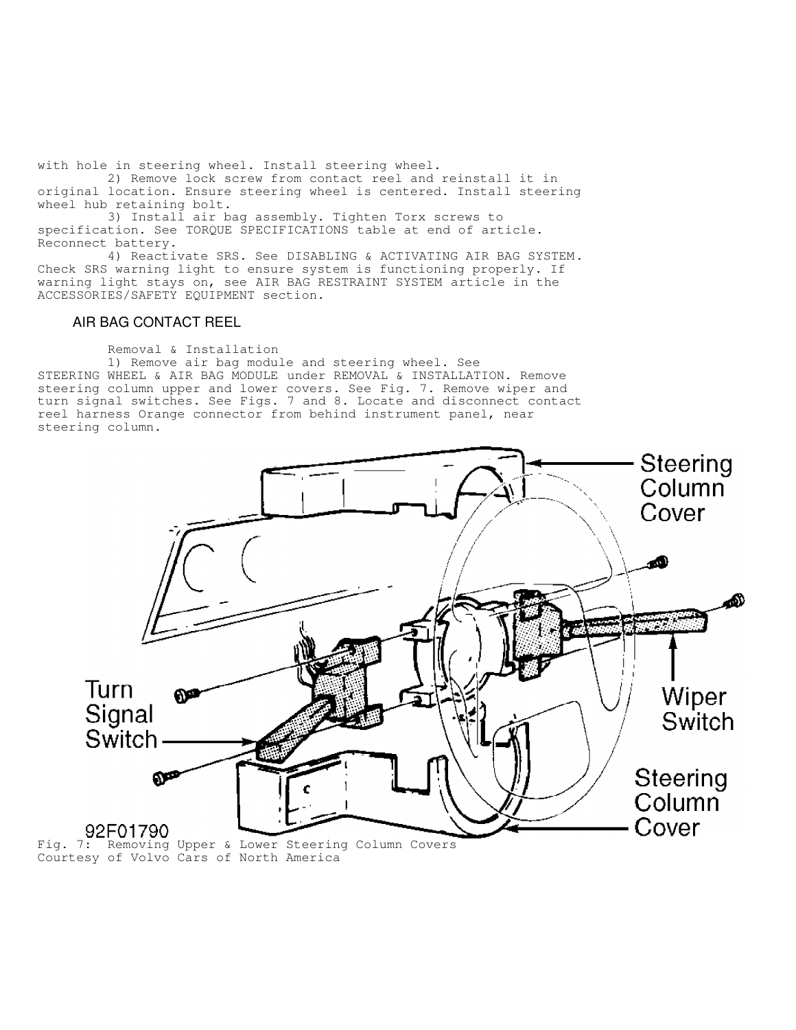with hole in steering wheel. Install steering wheel.

2) Remove lock screw from contact reel and reinstall it in original location. Ensure steering wheel is centered. Install steering wheel hub retaining bolt.

3) Install air bag assembly. Tighten Torx screws to specification. See TORQUE SPECIFICATIONS table at end of article. Reconnect battery.

4) Reactivate SRS. See DISABLING & ACTIVATING AIR BAG SYSTEM. Check SRS warning light to ensure system is functioning properly. If warning light stays on, see AIR BAG RESTRAINT SYSTEM article in the ACCESSORIES/SAFETY EQUIPMENT section.

## AIR BAG CONTACT REEL

Removal & Installation

1) Remove air bag module and steering wheel. See STEERING WHEEL & AIR BAG MODULE under REMOVAL & INSTALLATION. Remove steering column upper and lower covers. See Fig. 7. Remove wiper and turn signal switches. See Figs. 7 and 8. Locate and disconnect contact reel harness Orange connector from behind instrument panel, near steering column.

Fig. 7: Removing Upper & Lower Steering Column Covers
Courtesy of Volvo Cars of North America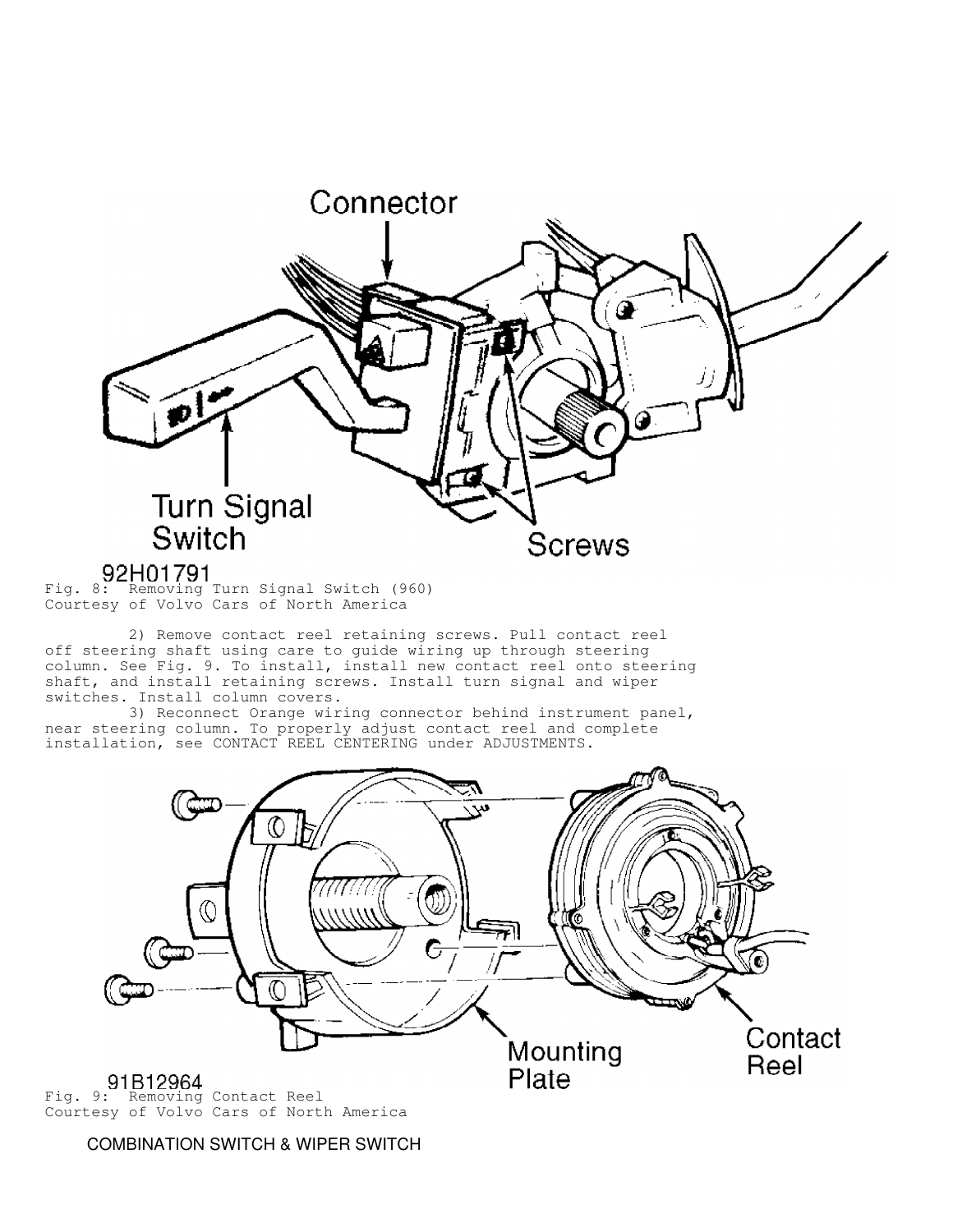Fig. 8: Removing Turn Signal Switch (960)
Courtesy of Volvo Cars of North America

2) Remove contact reel retaining screws. Pull contact reel off steering shaft using care to guide wiring up through steering column. See Fig. 9. To install, install new contact reel onto steering shaft, and install retaining screws. Install turn signal and wiper switches. Install column covers.

3) Reconnect Orange wiring connector behind instrument panel, near steering column. To properly adjust contact reel and complete installation, see CONTACT REEL CENTERING under ADJUSTMENTS.

Fig. 9: Removing Contact Reel
Courtesy of Volvo Cars of North America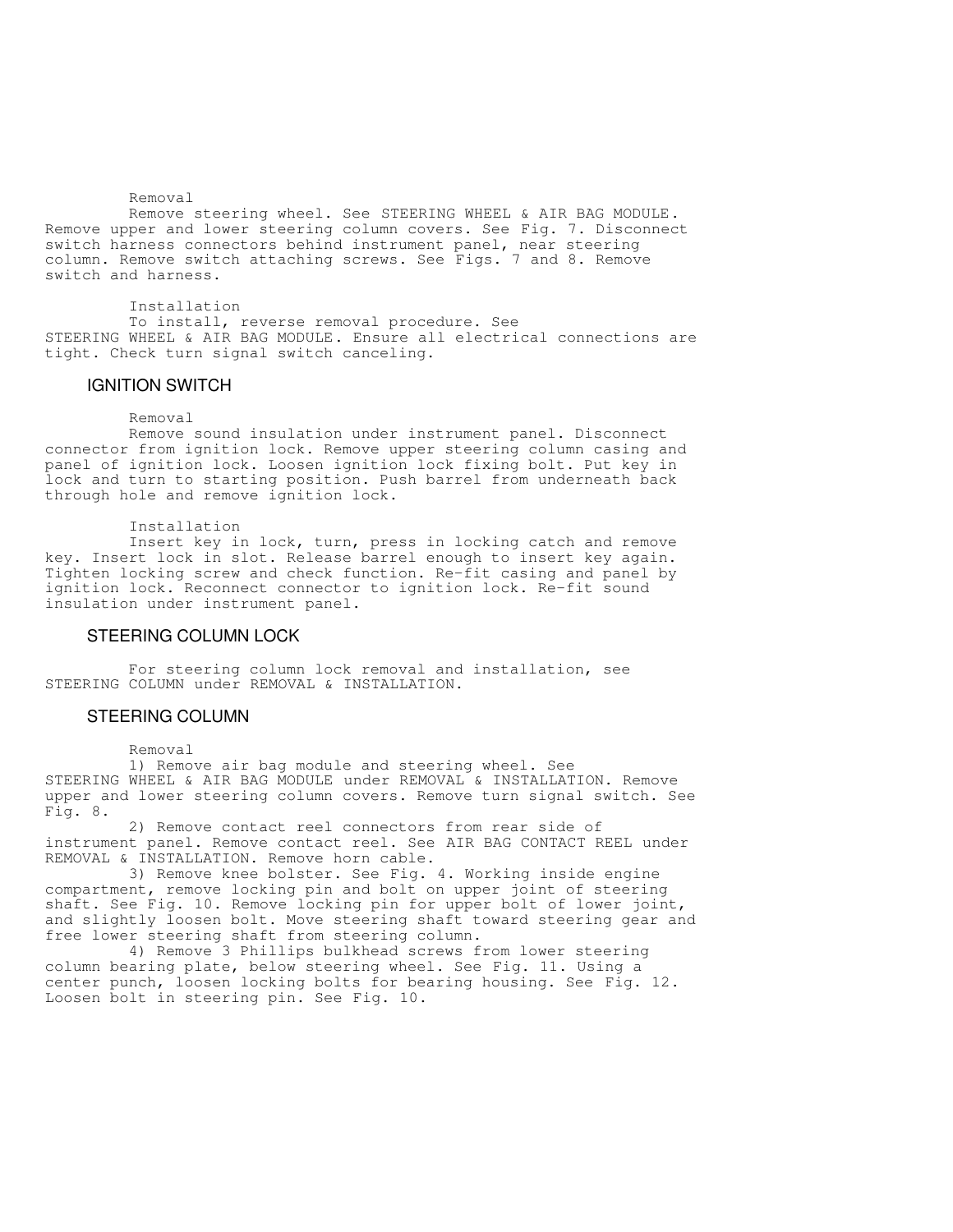Removal

Remove steering wheel. See STEERING WHEEL & AIR BAG MODULE. Remove upper and lower steering column covers. See Fig. 7. Disconnect switch harness connectors behind instrument panel, near steering column. Remove switch attaching screws. See Figs. 7 and 8. Remove switch and harness.

Installation

To install, reverse removal procedure. See STEERING WHEEL & AIR BAG MODULE. Ensure all electrical connections are tight. Check turn signal switch canceling.

## IGNITION SWITCH

Removal

Remove sound insulation under instrument panel. Disconnect connector from ignition lock. Remove upper steering column casing and panel of ignition lock. Loosen ignition lock fixing bolt. Put key in lock and turn to starting position. Push barrel from underneath back through hole and remove ignition lock.

Installation

Insert key in lock, turn, press in locking catch and remove key. Insert lock in slot. Release barrel enough to insert key again. Tighten locking screw and check function. Re-fit casing and panel by ignition lock. Reconnect connector to ignition lock. Re-fit sound insulation under instrument panel.

## STEERING COLUMN LOCK

For steering column lock removal and installation, see STEERING COLUMN under REMOVAL & INSTALLATION.

## STEERING COLUMN

Removal

1) Remove air bag module and steering wheel. See STEERING WHEEL & AIR BAG MODULE under REMOVAL & INSTALLATION. Remove upper and lower steering column covers. Remove turn signal switch. See Fig. 8.

2) Remove contact reel connectors from rear side of instrument panel. Remove contact reel. See AIR BAG CONTACT REEL under REMOVAL & INSTALLATION. Remove horn cable.

3) Remove knee bolster. See Fig. 4. Working inside engine compartment, remove locking pin and bolt on upper joint of steering shaft. See Fig. 10. Remove locking pin for upper bolt of lower joint, and slightly loosen bolt. Move steering shaft toward steering gear and free lower steering shaft from steering column.

4) Remove 3 Phillips bulkhead screws from lower steering column bearing plate, below steering wheel. See Fig. 11. Using a center punch, loosen locking bolts for bearing housing. See Fig. 12. Loosen bolt in steering pin. See Fig. 10.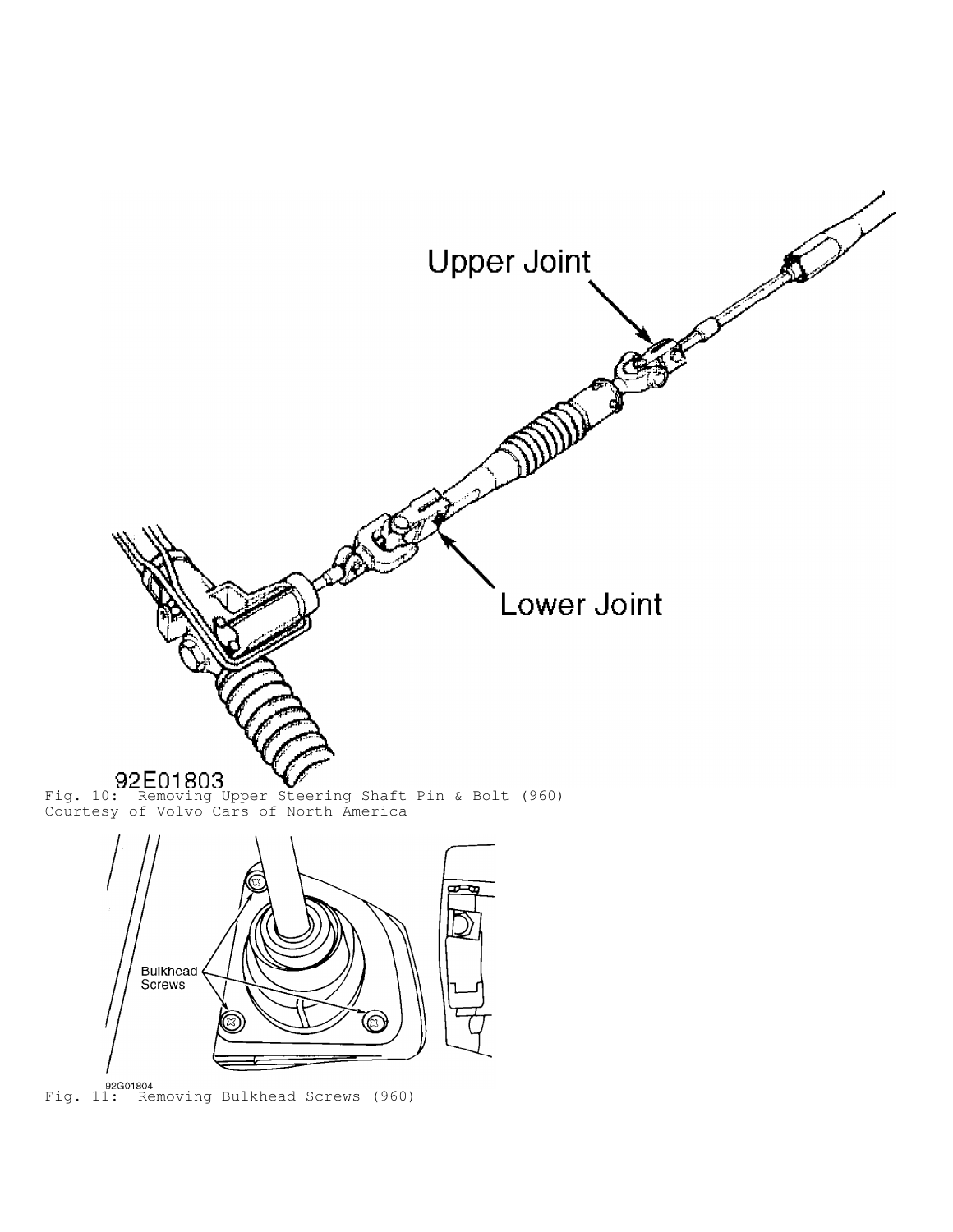Fig. 10: Removing Upper Steering Shaft Pin & Bolt (960)
Courtesy of Volvo Cars of North America

Fig. 11: Removing Bulkhead Screws (960)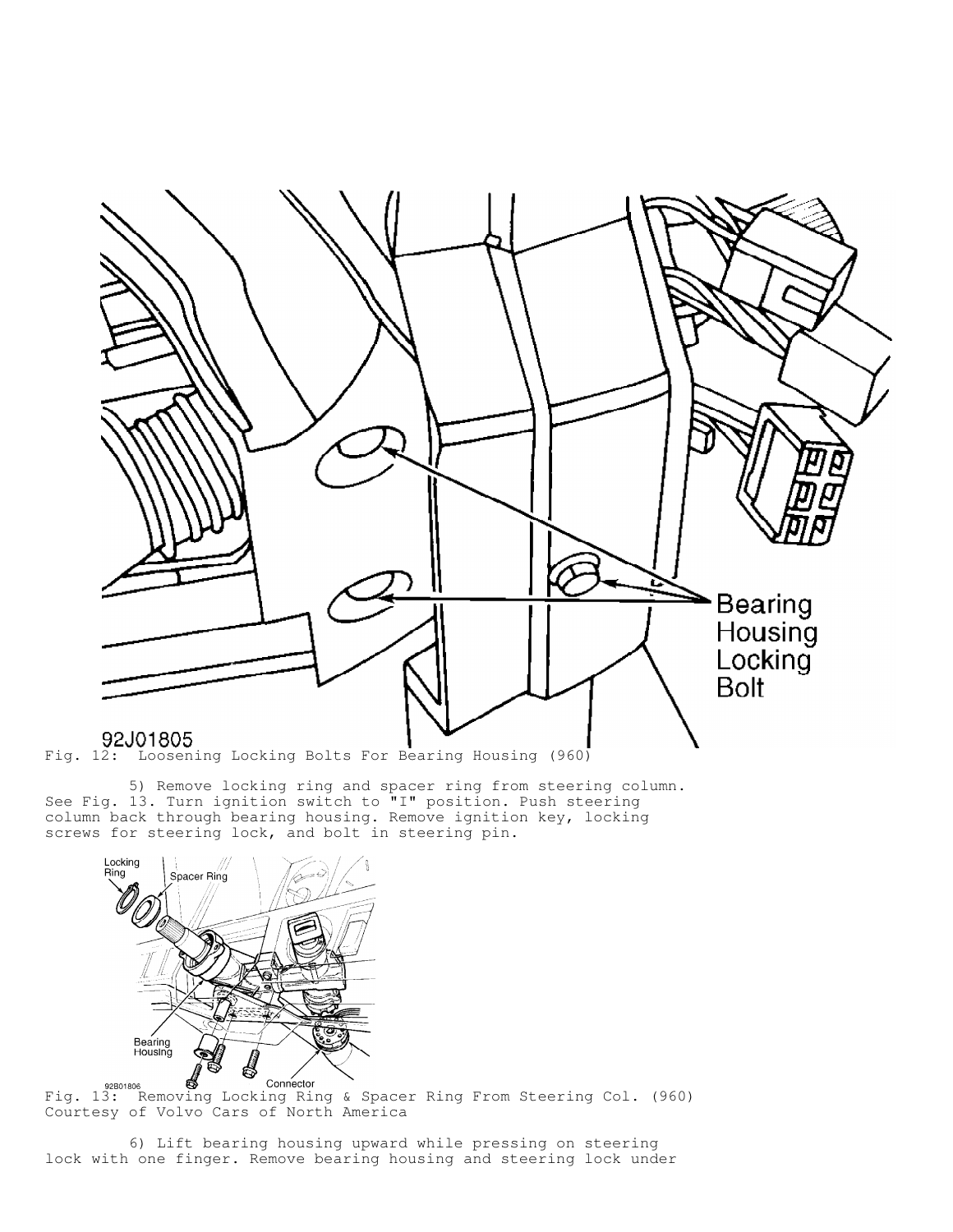Fig. 12: Loosening Locking Bolts For Bearing Housing (960)

5) Remove locking ring and spacer ring from steering column. See Fig. 13. Turn ignition switch to "I" position. Push steering column back through bearing housing. Remove ignition key, locking screws for steering lock, and bolt in steering pin.

Fig. 13: Removing Locking Ring & Spacer Ring From Steering Col. (960)
Courtesy of Volvo Cars of North America

6) Lift bearing housing upward while pressing on steering lock with one finger. Remove bearing housing and steering lock under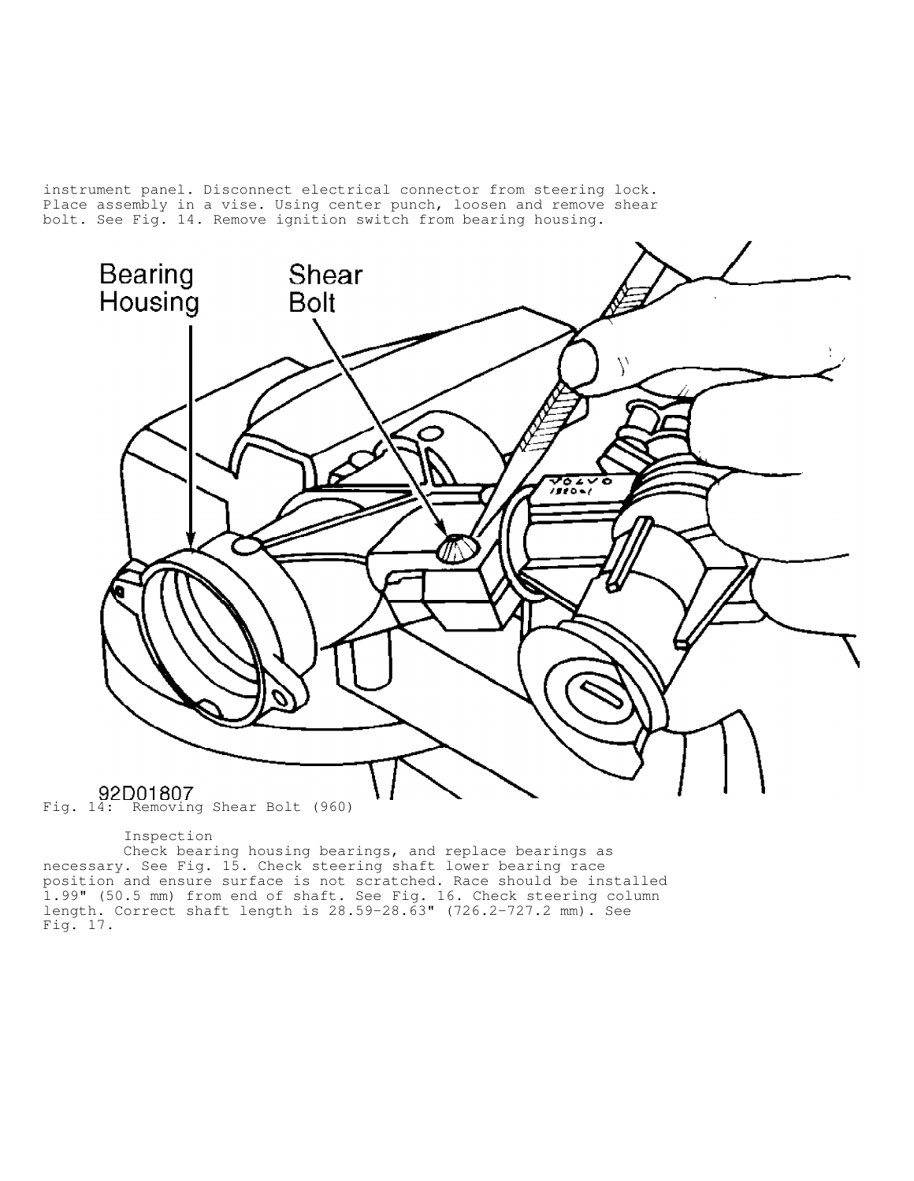instrument panel. Disconnect electrical connector from steering lock. Place assembly in a vise. Using center punch, loosen and remove shear bolt. See Fig. 14. Remove ignition switch from bearing housing.

Fig. 14: Removing Shear Bolt (960)

### Inspection

Check bearing housing bearings, and replace bearings as necessary. See Fig. 15. Check steering shaft lower bearing race position and ensure surface is not scratched. Race should be installed 1.99" (50.5 mm) from end of shaft. See Fig. 16. Check steering column length. Correct shaft length is 28.59-28.63" (726.2-727.2 mm). See Fig. 17.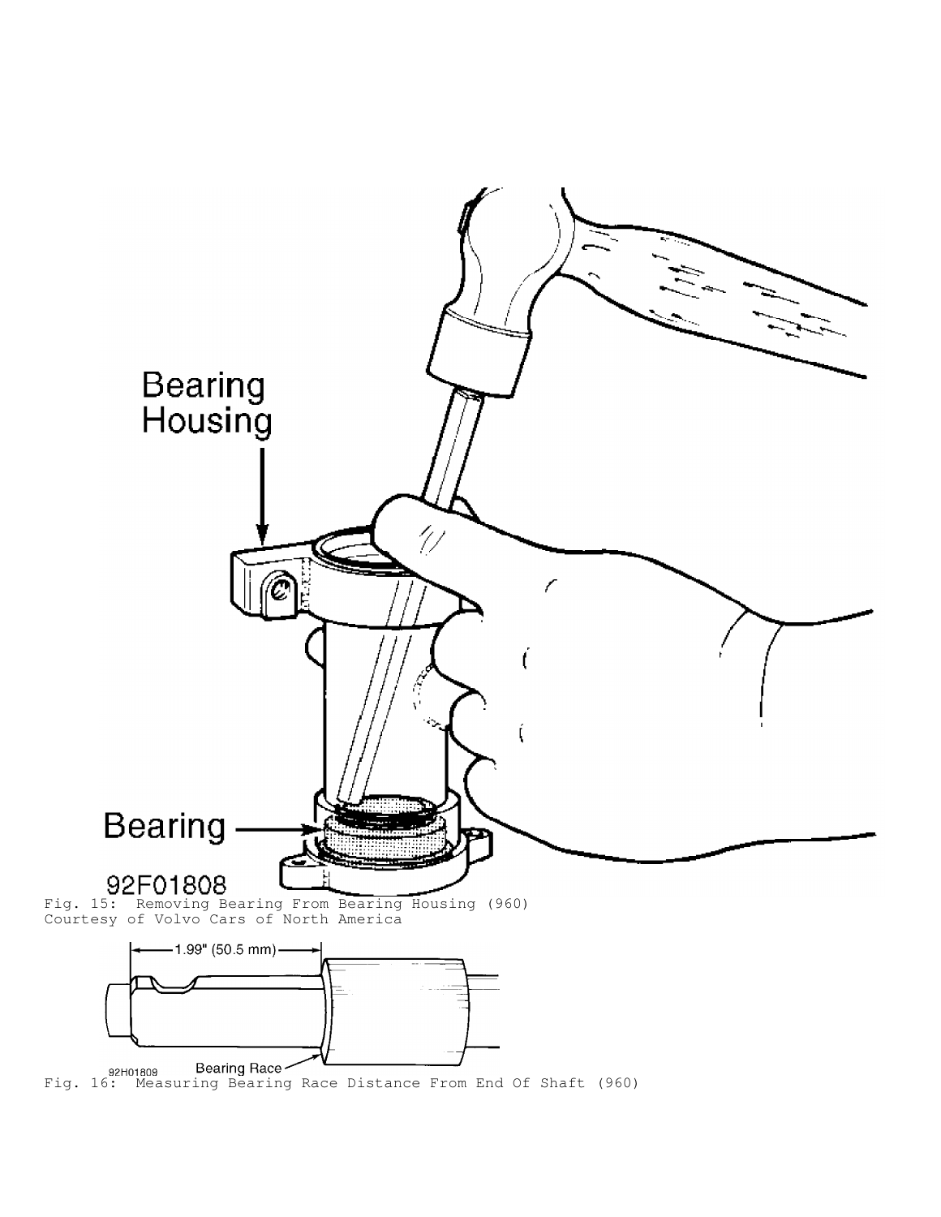Fig. 15: Removing Bearing From Bearing Housing (960)
Courtesy of Volvo Cars of North America

Fig. 16: Measuring Bearing Race Distance From End Of Shaft (960)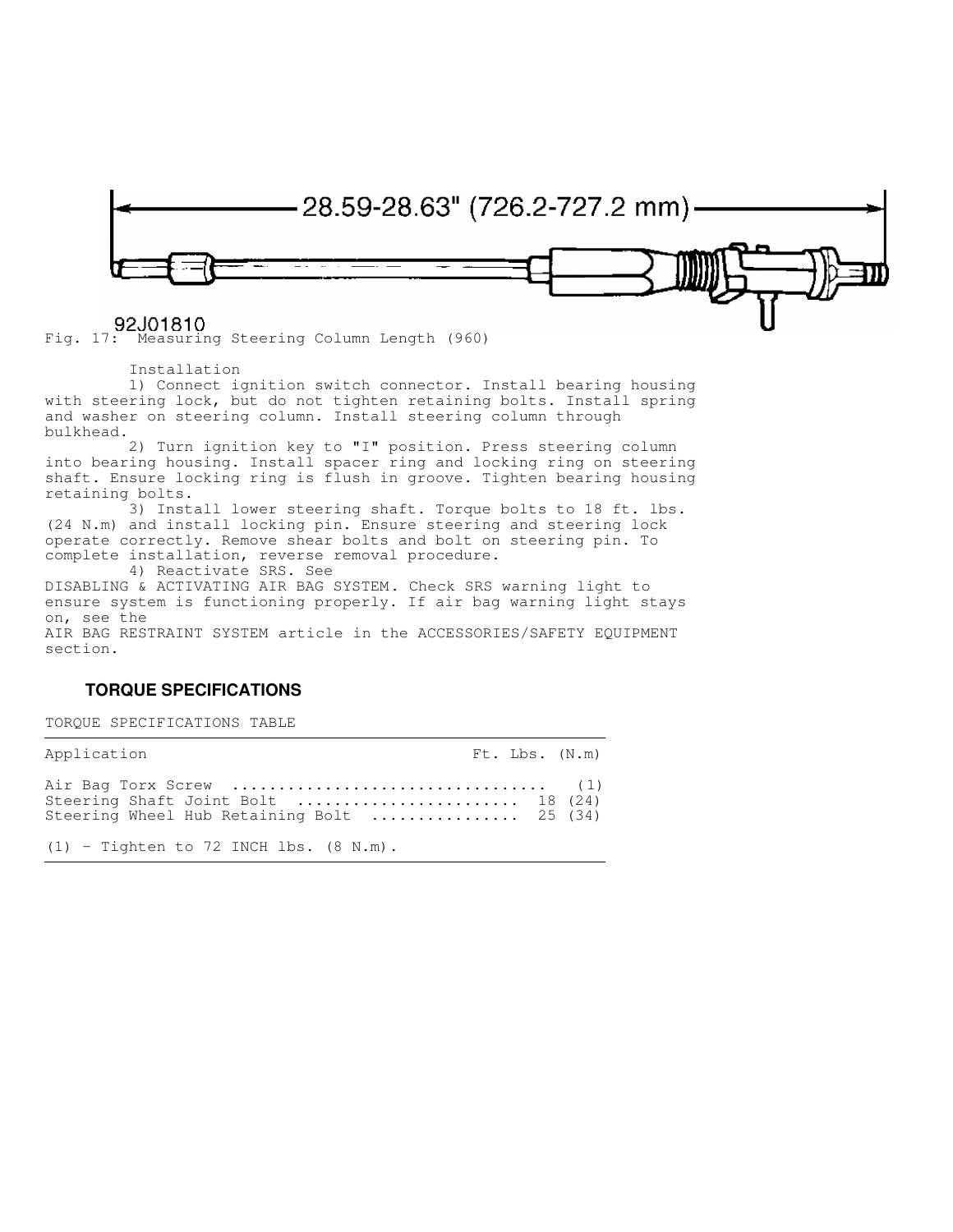28.59-28.63" (726.2-727.2 mm)

92J01810

Fig. 17: Measuring Steering Column Length (960)

Installation

1) Connect ignition switch connector. Install bearing housing with steering lock, but do not tighten retaining bolts. Install spring and washer on steering column. Install steering column through bulkhead.

2) Turn ignition key to "I" position. Press steering column into bearing housing. Install spacer ring and locking ring on steering shaft. Ensure locking ring is flush in groove. Tighten bearing housing retaining bolts.

3) Install lower steering shaft. Torque bolts to 18 ft. lbs. (24 N.m) and install locking pin. Ensure steering and steering lock operate correctly. Remove shear bolts and bolt on steering pin. To complete installation, reverse removal procedure.

4) Reactivate SRS. See DISABLING & ACTIVATING AIR BAG SYSTEM. Check SRS warning light to ensure system is functioning properly. If air bag warning light stays on, see the AIR BAG RESTRAINT SYSTEM article in the ACCESSORIES/SAFETY EQUIPMENT section.

## TORQUE SPECIFICATIONS

TORQUE SPECIFICATIONS TABLE

| Application | Ft. Lbs. (N.m) |
|---|---|
| Air Bag Torx Screw | (1) |
| Steering Shaft Joint Bolt | 18 (24) |
| Steering Wheel Hub Retaining Bolt | 25 (34) |

(1) - Tighten to 72 INCH lbs. (8 N.m).